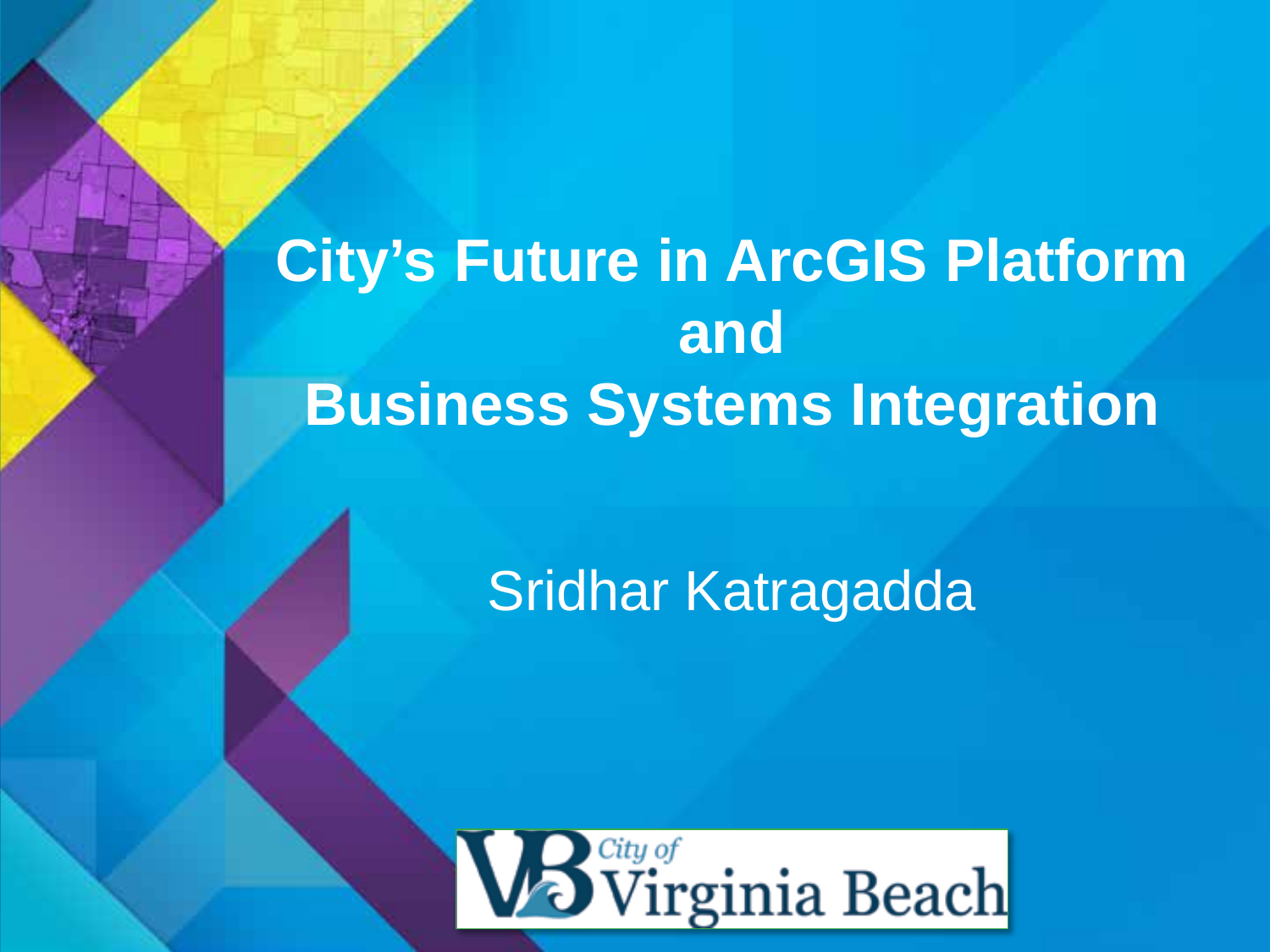# City's Future in ArcGIS Platform and Business Systems Integration

Sridhar Katragadda

City of Virginia Beach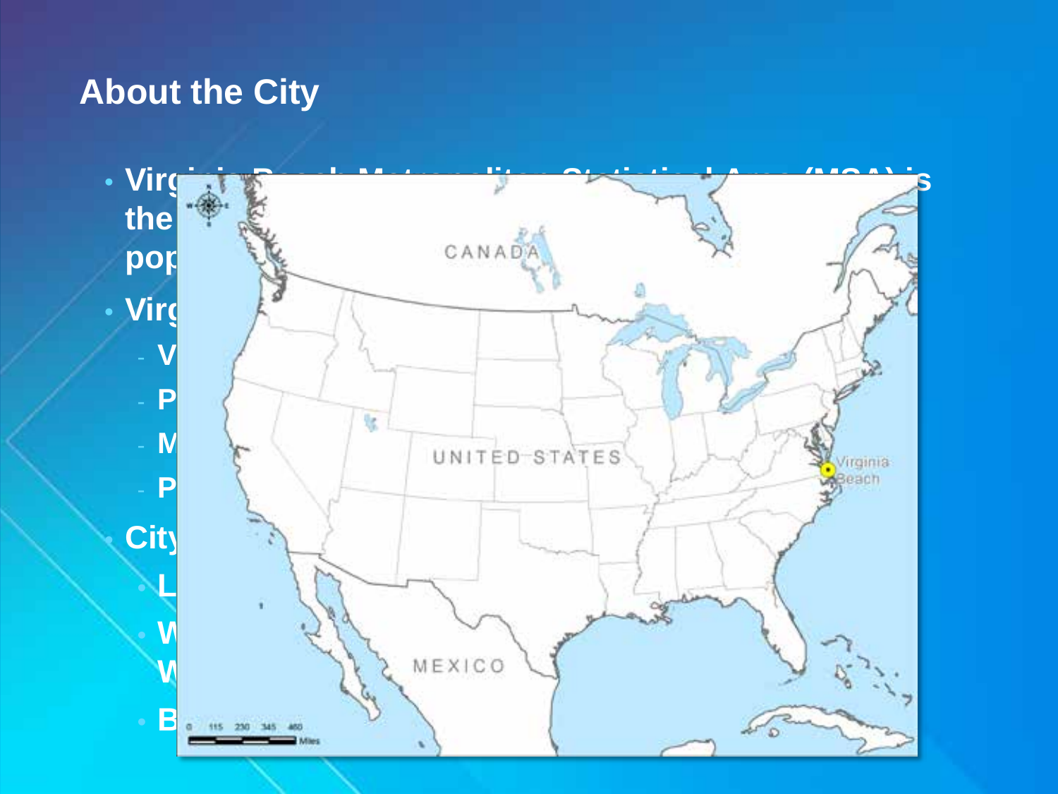# About the City

- Virg... the ... pop...
- Virg...
  - V...
  - P...
  - M...
  - P...
- City...
  - L...
  - W... W...
  - B...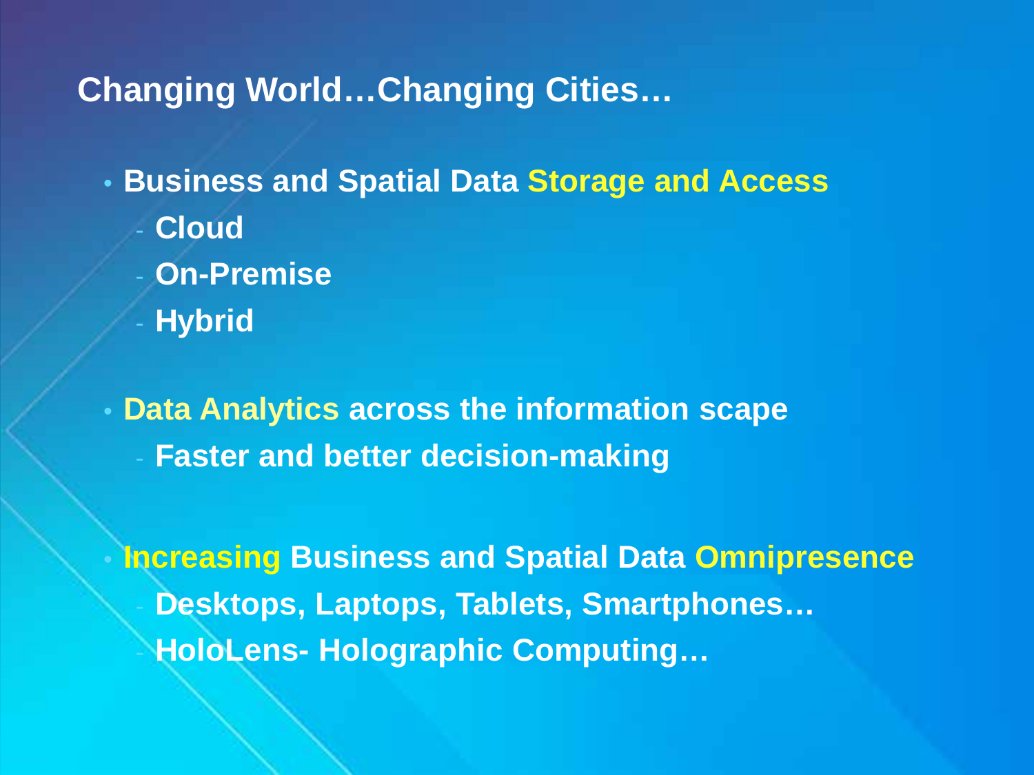## Changing World…Changing Cities…

- **Business and Spatial Data Storage and Access**
  - **Cloud**
  - **On-Premise**
  - **Hybrid**

- **Data Analytics across the information scape**
  - **Faster and better decision-making**

- **Increasing Business and Spatial Data Omnipresence**
  - **Desktops, Laptops, Tablets, Smartphones…**
  - **HoloLens- Holographic Computing…**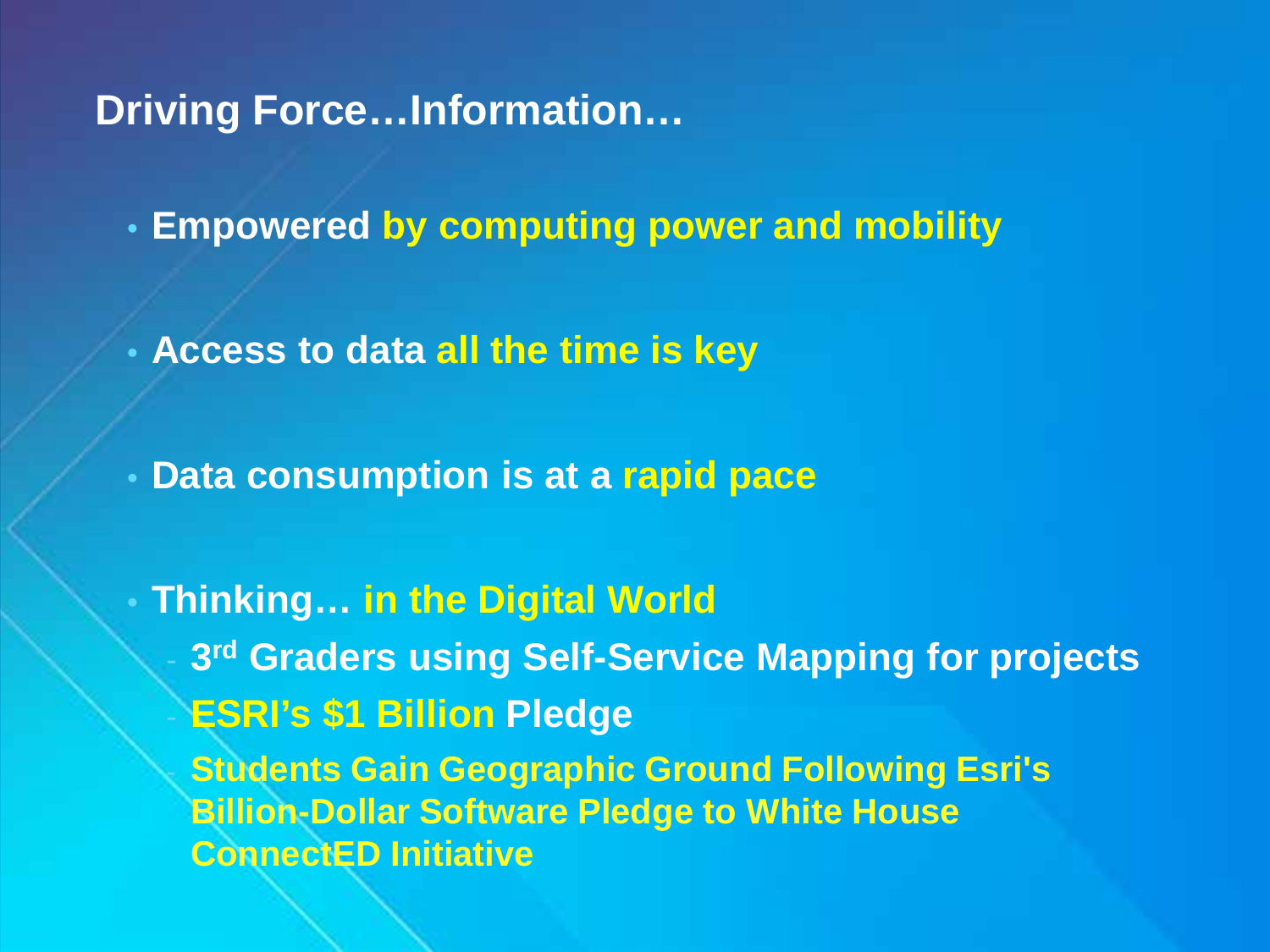## Driving Force…Information…

- **Empowered by computing power and mobility**
- **Access to data all the time is key**
- **Data consumption is at a rapid pace**
- **Thinking… in the Digital World**
  - **3rd Graders using Self-Service Mapping for projects**
  - **ESRI's $1 Billion Pledge**
  - **Students Gain Geographic Ground Following Esri's Billion-Dollar Software Pledge to White House ConnectED Initiative**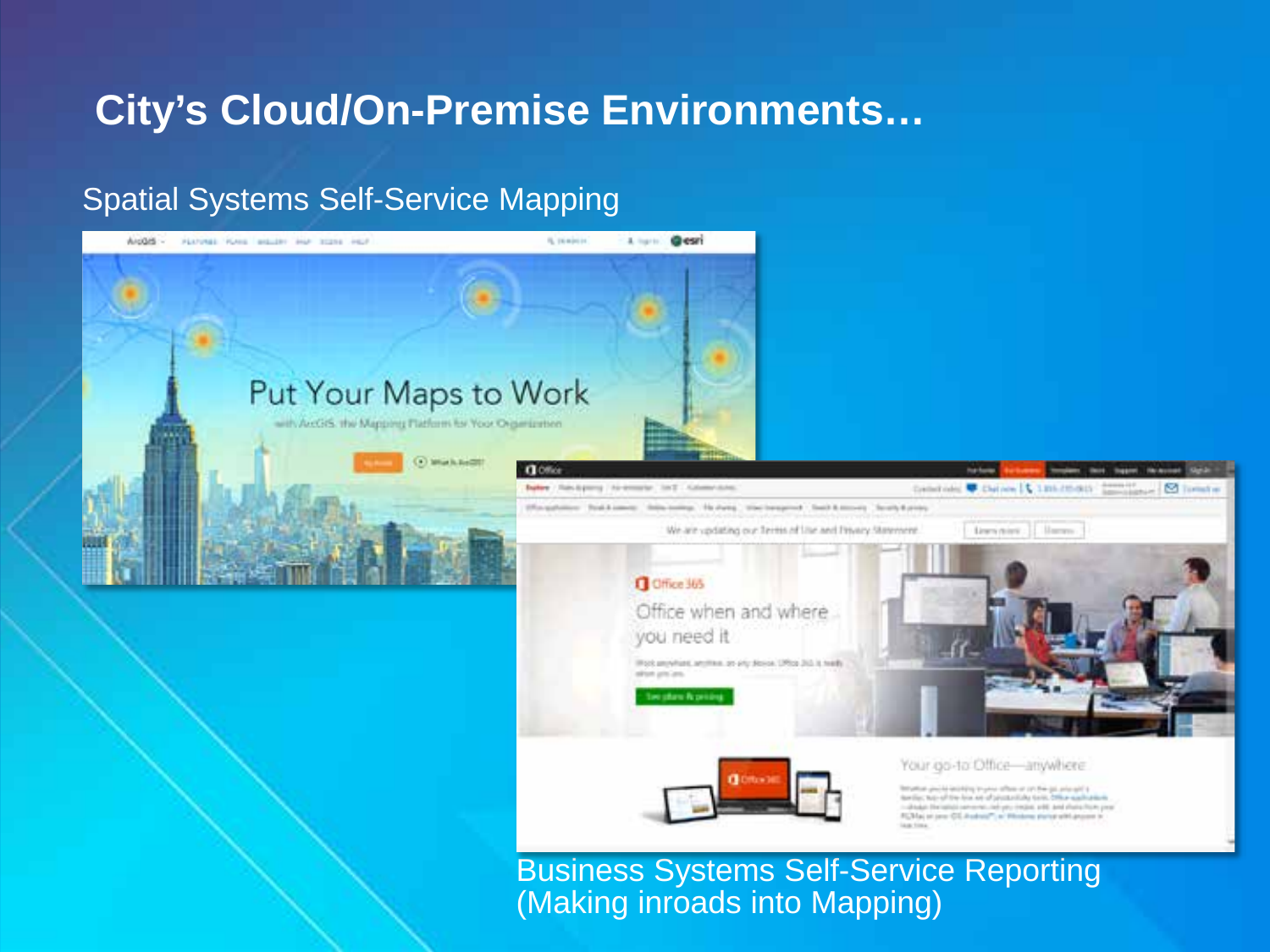# City's Cloud/On-Premise Environments…

Spatial Systems Self-Service Mapping

Business Systems Self-Service Reporting (Making inroads into Mapping)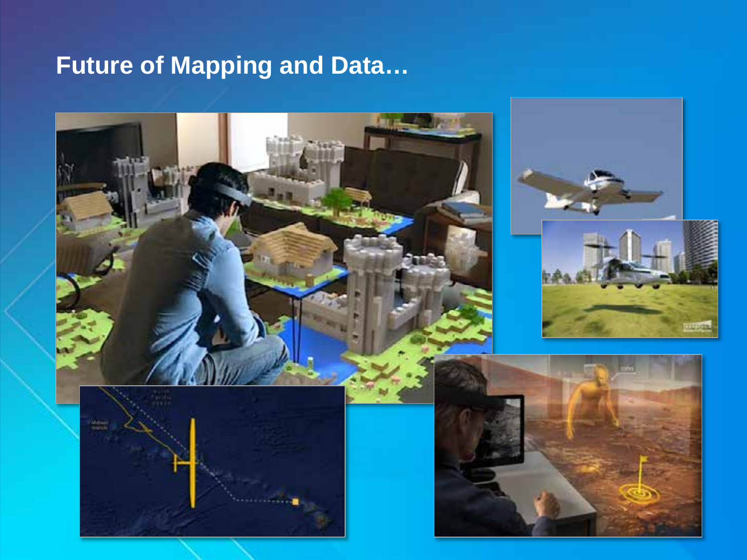# Future of Mapping and Data…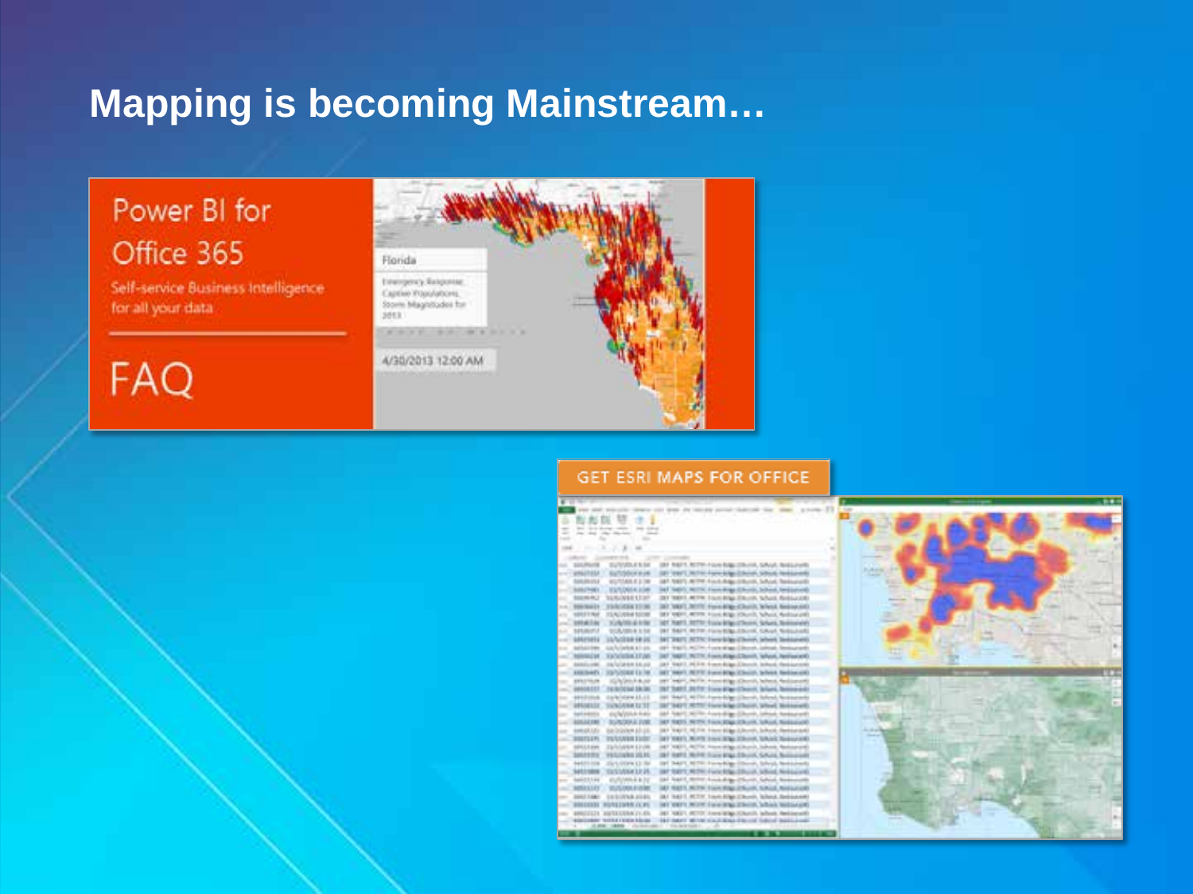# Mapping is becoming Mainstream…

Power BI for Office 365

Self-service Business Intelligence for all your data

FAQ

GET ESRI MAPS FOR OFFICE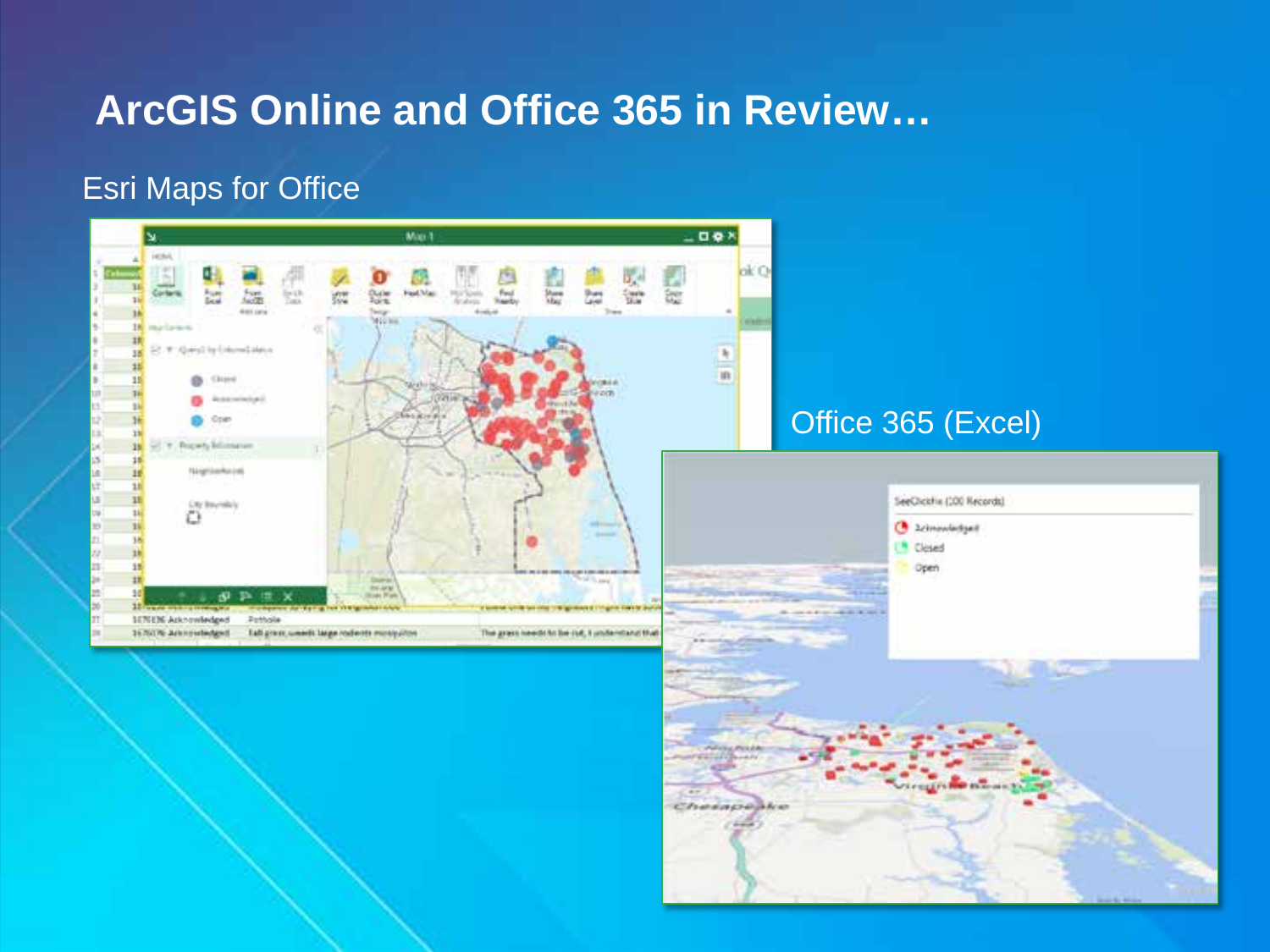# ArcGIS Online and Office 365 in Review…

Esri Maps for Office

Office 365 (Excel)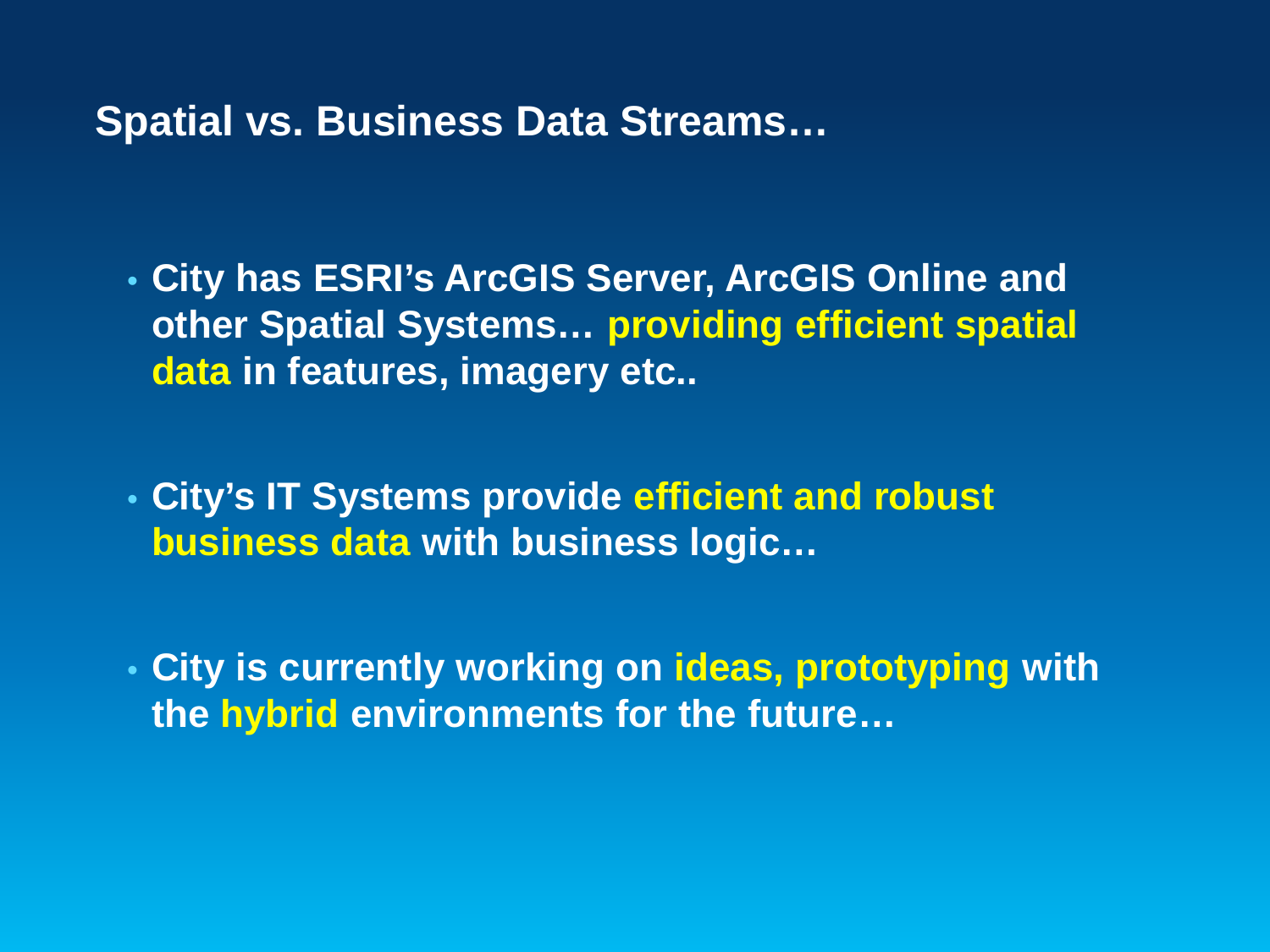## Spatial vs. Business Data Streams…

- **City has ESRI's ArcGIS Server, ArcGIS Online and other Spatial Systems… providing efficient spatial data in features, imagery etc..**

- **City's IT Systems provide efficient and robust business data with business logic…**

- **City is currently working on ideas, prototyping with the hybrid environments for the future…**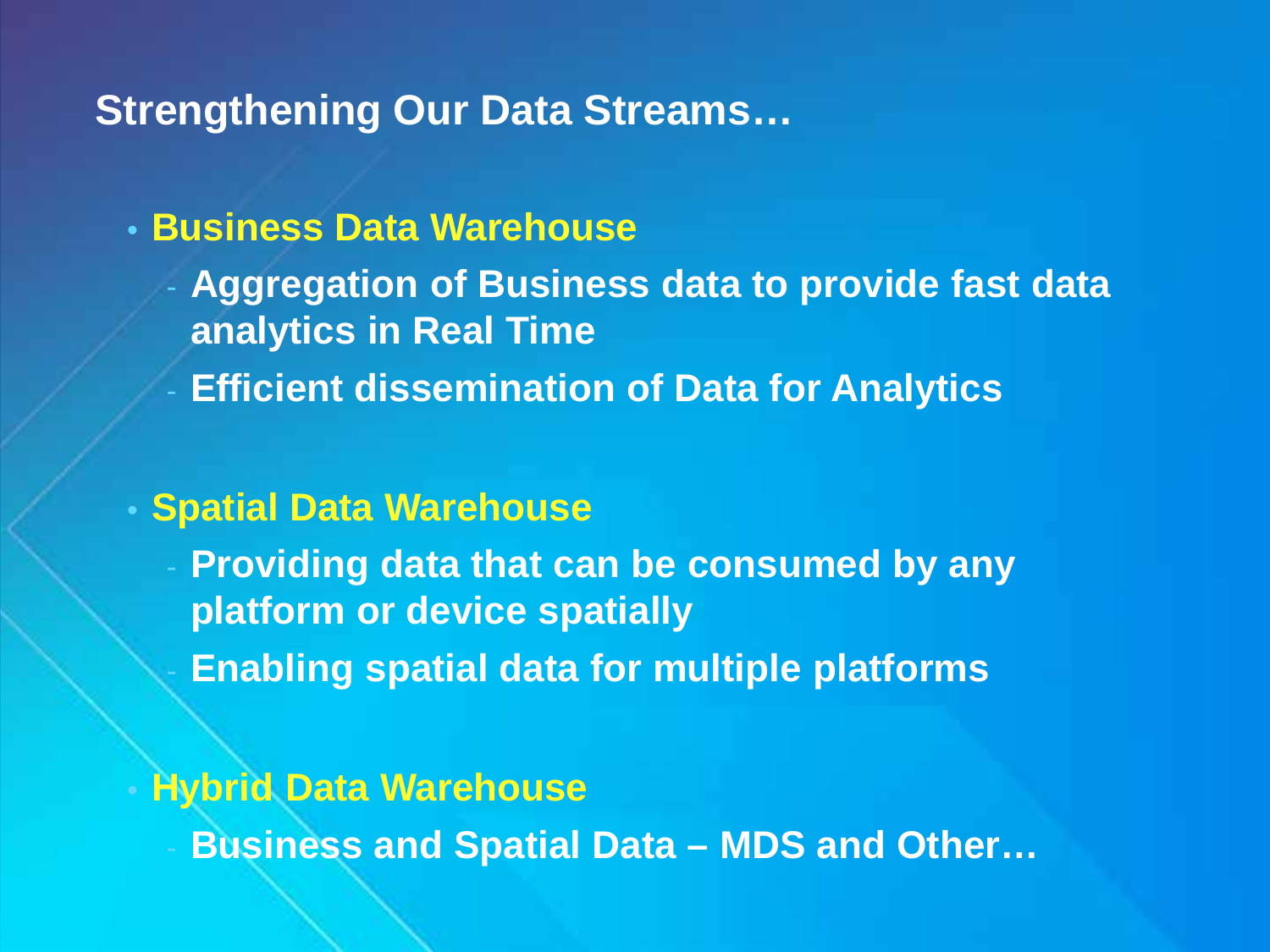## Strengthening Our Data Streams…

- **Business Data Warehouse**
  - Aggregation of Business data to provide fast data analytics in Real Time
  - Efficient dissemination of Data for Analytics

- **Spatial Data Warehouse**
  - Providing data that can be consumed by any platform or device spatially
  - Enabling spatial data for multiple platforms

- **Hybrid Data Warehouse**
  - Business and Spatial Data – MDS and Other…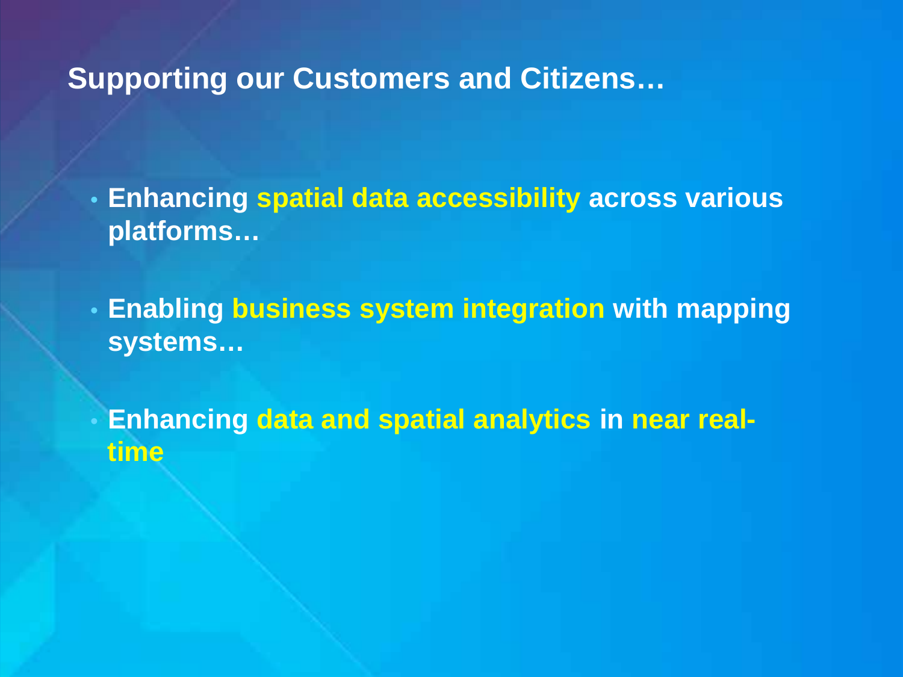## Supporting our Customers and Citizens…

- **Enhancing spatial data accessibility across various platforms…**

- **Enabling business system integration with mapping systems…**

- **Enhancing data and spatial analytics in near real-time**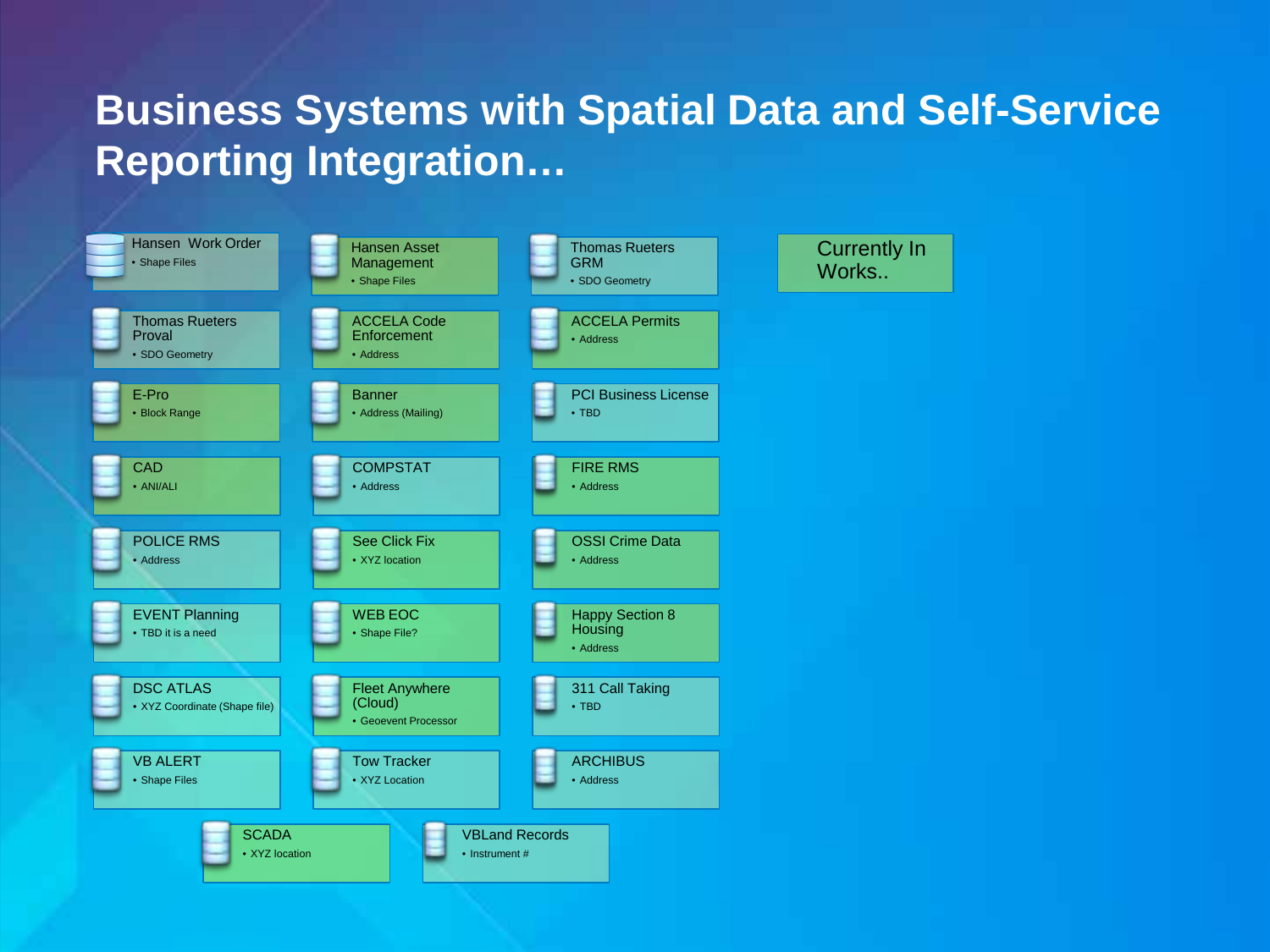# Business Systems with Spatial Data and Self-Service Reporting Integration…

**Currently In Works..**

- **Hansen Work Order**
  - Shape Files
- **Hansen Asset Management**
  - Shape Files
- **Thomas Rueters GRM**
  - SDO Geometry
- **Thomas Rueters Proval**
  - SDO Geometry
- **ACCELA Code Enforcement**
  - Address
- **ACCELA Permits**
  - Address
- **E-Pro**
  - Block Range
- **Banner**
  - Address (Mailing)
- **PCI Business License**
  - TBD
- **CAD**
  - ANI/ALI
- **COMPSTAT**
  - Address
- **FIRE RMS**
  - Address
- **POLICE RMS**
  - Address
- **See Click Fix**
  - XYZ location
- **OSSI Crime Data**
  - Address
- **EVENT Planning**
  - TBD it is a need
- **WEB EOC**
  - Shape File?
- **Happy Section 8 Housing**
  - Address
- **DSC ATLAS**
  - XYZ Coordinate (Shape file)
- **Fleet Anywhere (Cloud)**
  - Geoevent Processor
- **311 Call Taking**
  - TBD
- **VB ALERT**
  - Shape Files
- **Tow Tracker**
  - XYZ Location
- **ARCHIBUS**
  - Address
- **SCADA**
  - XYZ location
- **VBLand Records**
  - Instrument #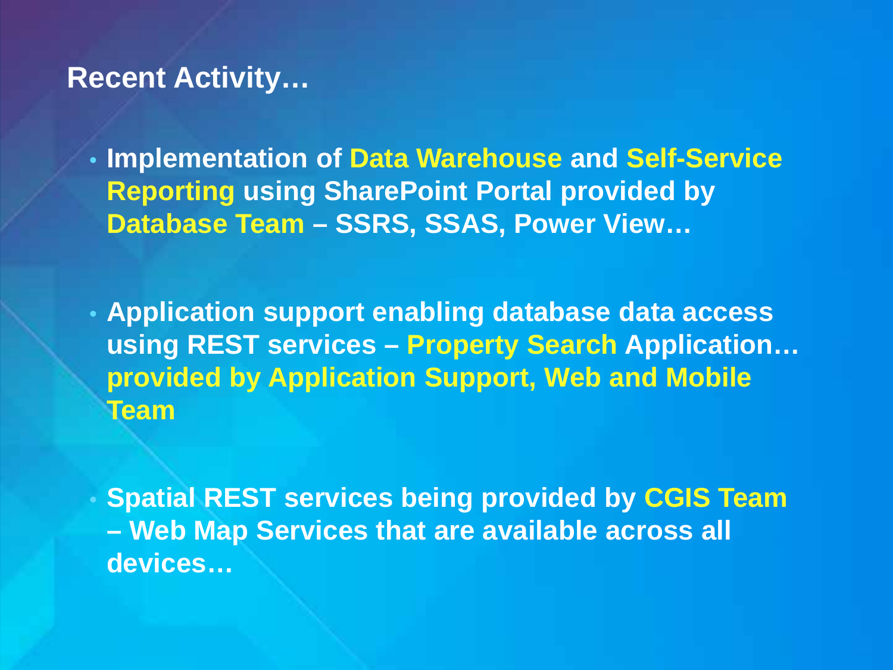## Recent Activity…

- **Implementation of Data Warehouse and Self-Service Reporting using SharePoint Portal provided by Database Team – SSRS, SSAS, Power View…**

- **Application support enabling database data access using REST services – Property Search Application… provided by Application Support, Web and Mobile Team**

- **Spatial REST services being provided by CGIS Team – Web Map Services that are available across all devices…**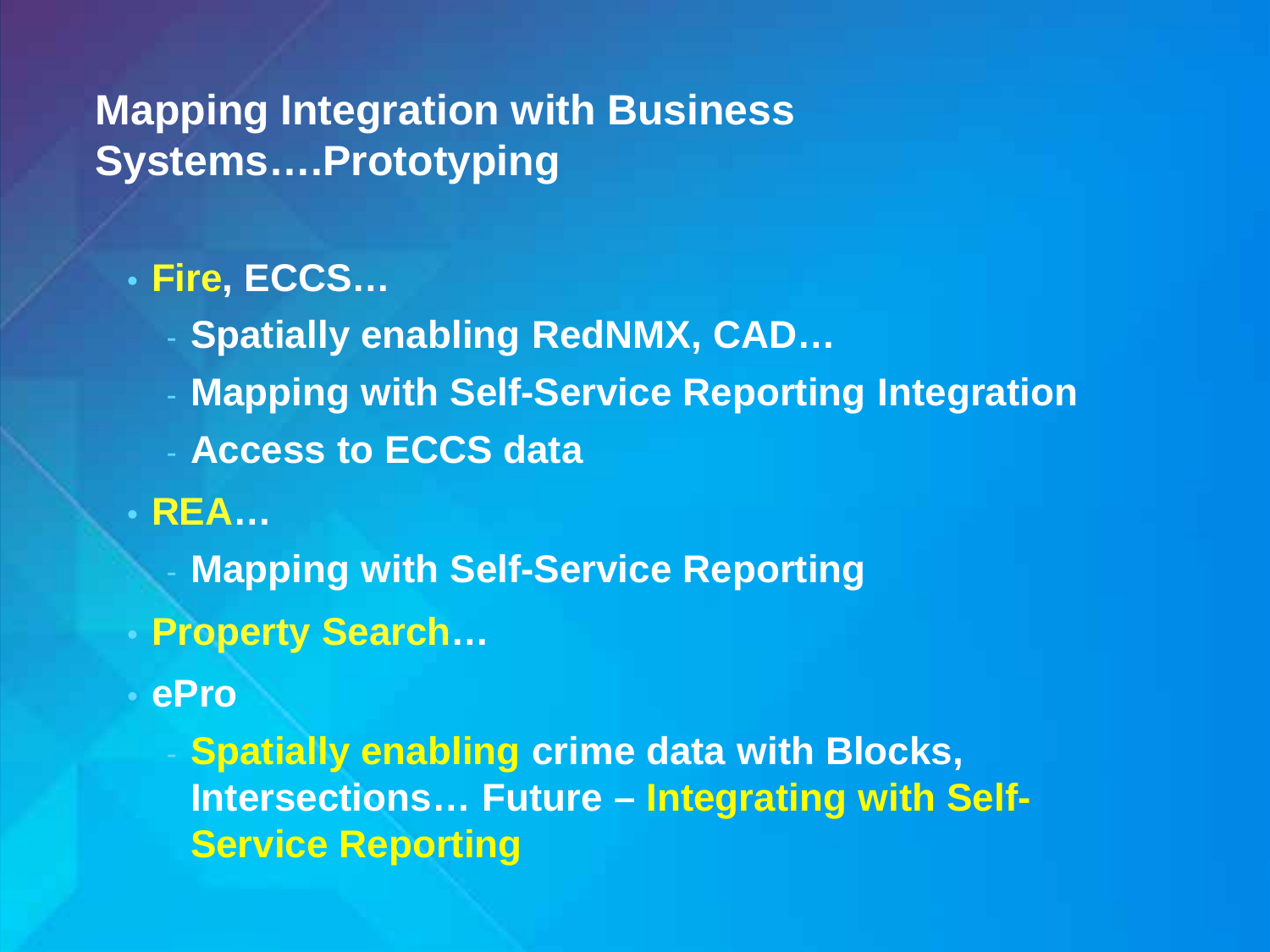## Mapping Integration with Business Systems….Prototyping

- **Fire, ECCS…**
  - **Spatially enabling RedNMX, CAD…**
  - **Mapping with Self-Service Reporting Integration**
  - **Access to ECCS data**
- **REA…**
  - **Mapping with Self-Service Reporting**
- **Property Search…**
- **ePro**
  - **Spatially enabling crime data with Blocks, Intersections… Future – Integrating with Self-Service Reporting**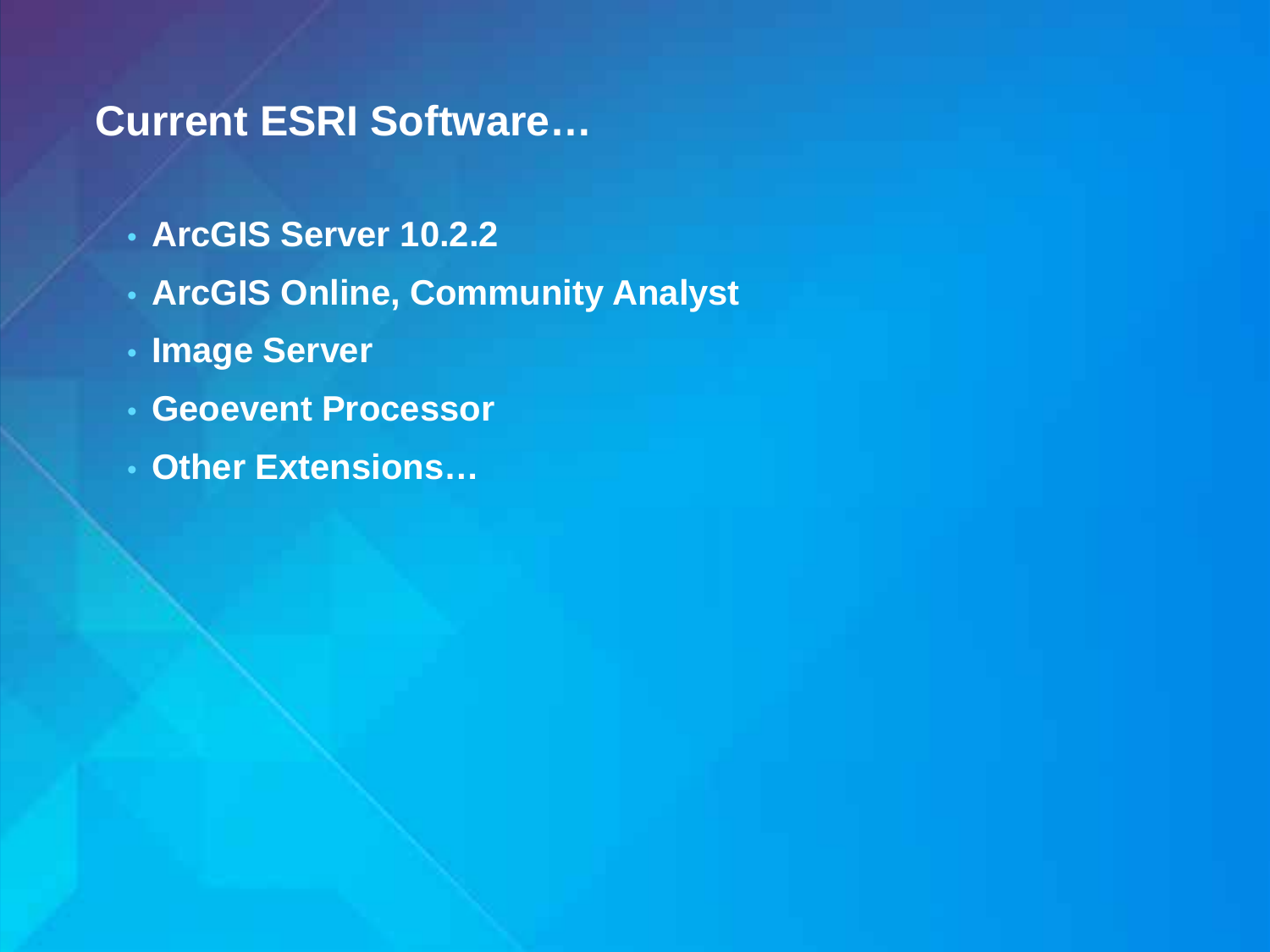## Current ESRI Software…

- ArcGIS Server 10.2.2
- ArcGIS Online, Community Analyst
- Image Server
- Geoevent Processor
- Other Extensions…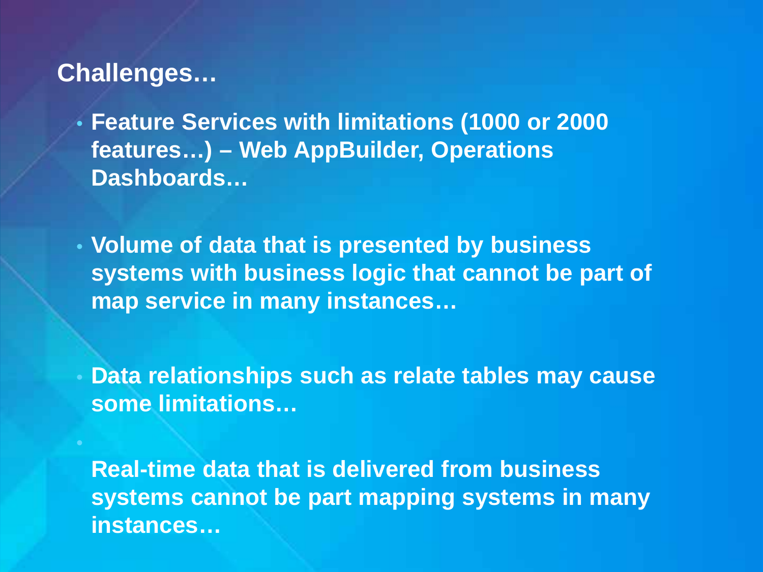## Challenges…

- Feature Services with limitations (1000 or 2000 features…) – Web AppBuilder, Operations Dashboards…

- Volume of data that is presented by business systems with business logic that cannot be part of map service in many instances…

- Data relationships such as relate tables may cause some limitations…

- Real-time data that is delivered from business systems cannot be part mapping systems in many instances…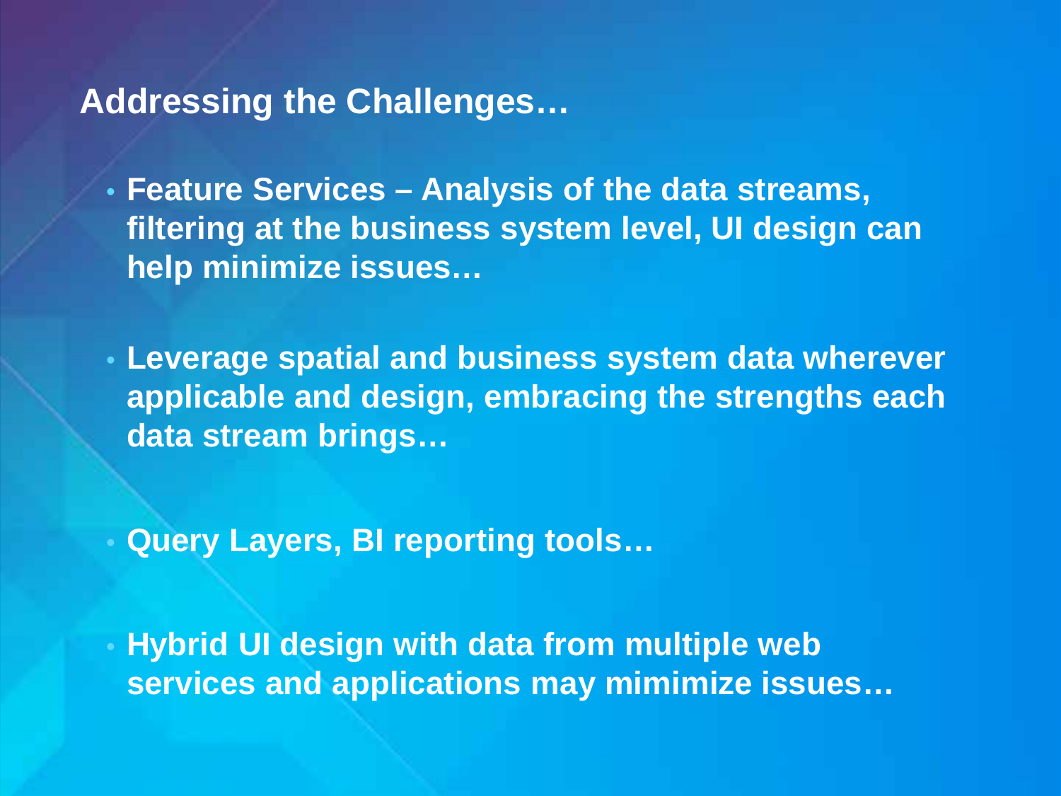## Addressing the Challenges…

- **Feature Services – Analysis of the data streams, filtering at the business system level, UI design can help minimize issues…**

- **Leverage spatial and business system data wherever applicable and design, embracing the strengths each data stream brings…**

- **Query Layers, BI reporting tools…**

- **Hybrid UI design with data from multiple web services and applications may mimimize issues…**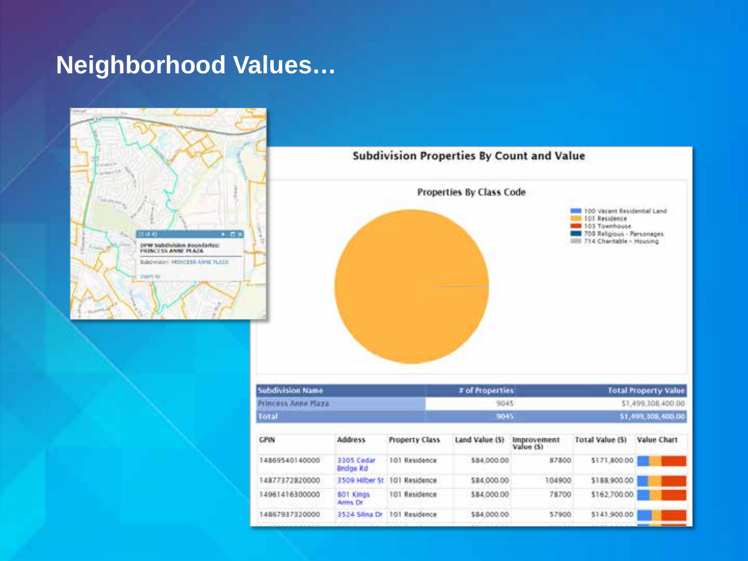# Neighborhood Values…

## Subdivision Properties By Count and Value

### Properties By Class Code

- 100 Vacant Residential Land
- 101 Residence
- 103 Townhouse
- 709 Religious - Parsonages
- 714 Charitable - Housing

| Subdivision Name | # of Properties | Total Property Value |
|---|---|---|
| Princess Anne Plaza | 9045 | $1,499,308,400.00 |
| Total | 9045 | $1,499,308,400.00 |

| GPIN | Address | Property Class | Land Value ($) | Improvement Value ($) | Total Value ($) | Value Chart |
|---|---|---|---|---|---|---|
| 14869540140000 | 3305 Cedar Bridge Rd | 101 Residence | $84,000.00 | 87800 | $171,800.00 | |
| 14877372820000 | 3509 Hilber St | 101 Residence | $84,000.00 | 104900 | $188,900.00 | |
| 14961416300000 | 801 Kings Arms Dr | 101 Residence | $84,000.00 | 78700 | $162,700.00 | |
| 14867937320000 | 3524 Silina Dr | 101 Residence | $84,000.00 | 57900 | $141,900.00 | |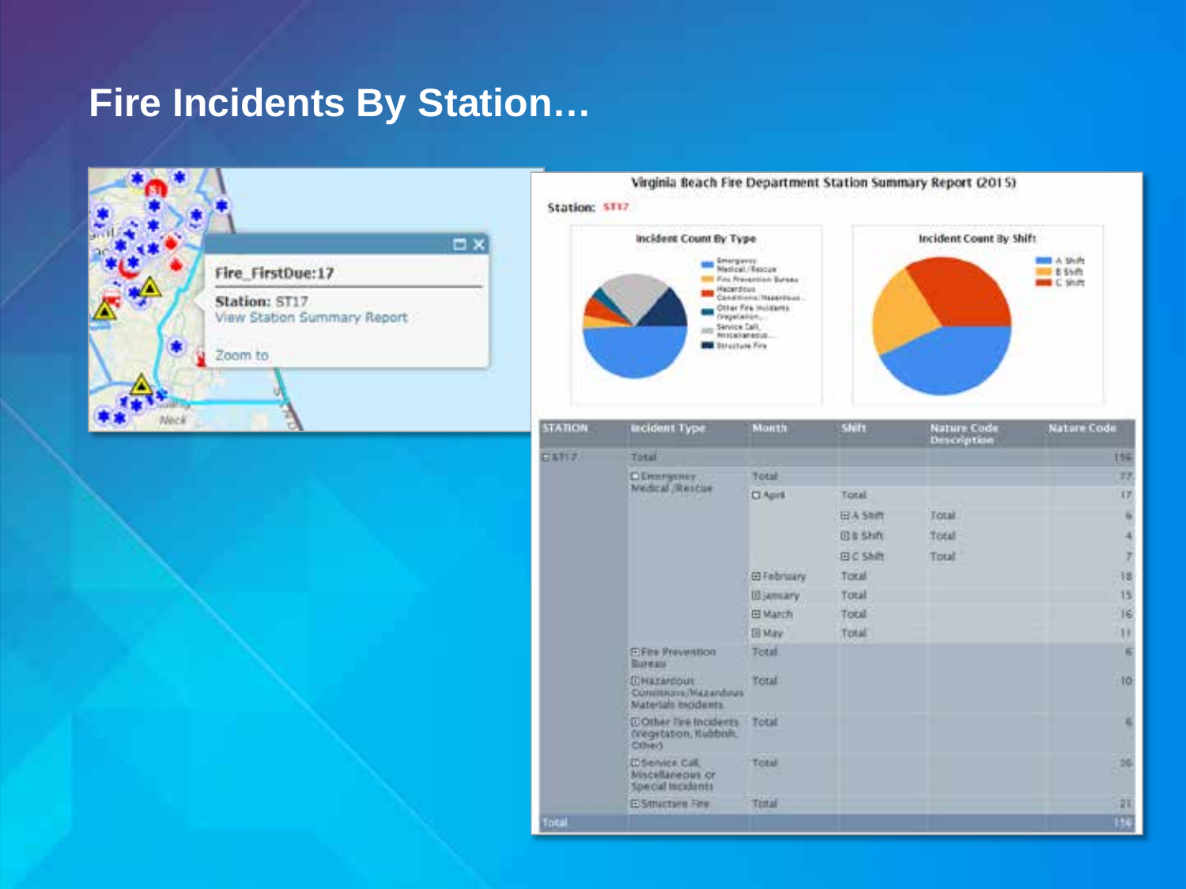# Fire Incidents By Station…

Fire_FirstDue:17

Station: ST17
View Station Summary Report

Zoom to

**Virginia Beach Fire Department Station Summary Report (2015)**

Station: ST17

Incident Count By Type

- Emergency Medical/Rescue
- Fire Prevention Bureau
- Hazardous Conditions/Hazardous...
- Other Fire Incidents (Vegetation,...
- Service Call, Miscellaneous...
- Structure Fire

Incident Count By Shift

- A Shift
- B Shift
- C Shift

| STATION | Incident Type | Month | Shift | Nature Code Description | Nature Code |
|---|---|---|---|---|---|
| ST17 | Total | | | | 156 |
| | Emergency Medical/Rescue | Total | | | 77 |
| | | April | Total | | 17 |
| | | | A Shift | Total | 6 |
| | | | B Shift | Total | 4 |
| | | | C Shift | Total | 7 |
| | | February | Total | | 18 |
| | | January | Total | | 15 |
| | | March | Total | | 16 |
| | | May | Total | | 11 |
| | Fire Prevention Bureau | Total | | | 6 |
| | Hazardous Conditions/Hazardous Materials Incidents | Total | | | 10 |
| | Other Fire Incidents (Vegetation, Rubbish, Other) | Total | | | 6 |
| | Service Call, Miscellaneous or Special Incidents | Total | | | 36 |
| | Structure Fire | Total | | | 21 |
| Total | | | | | 156 |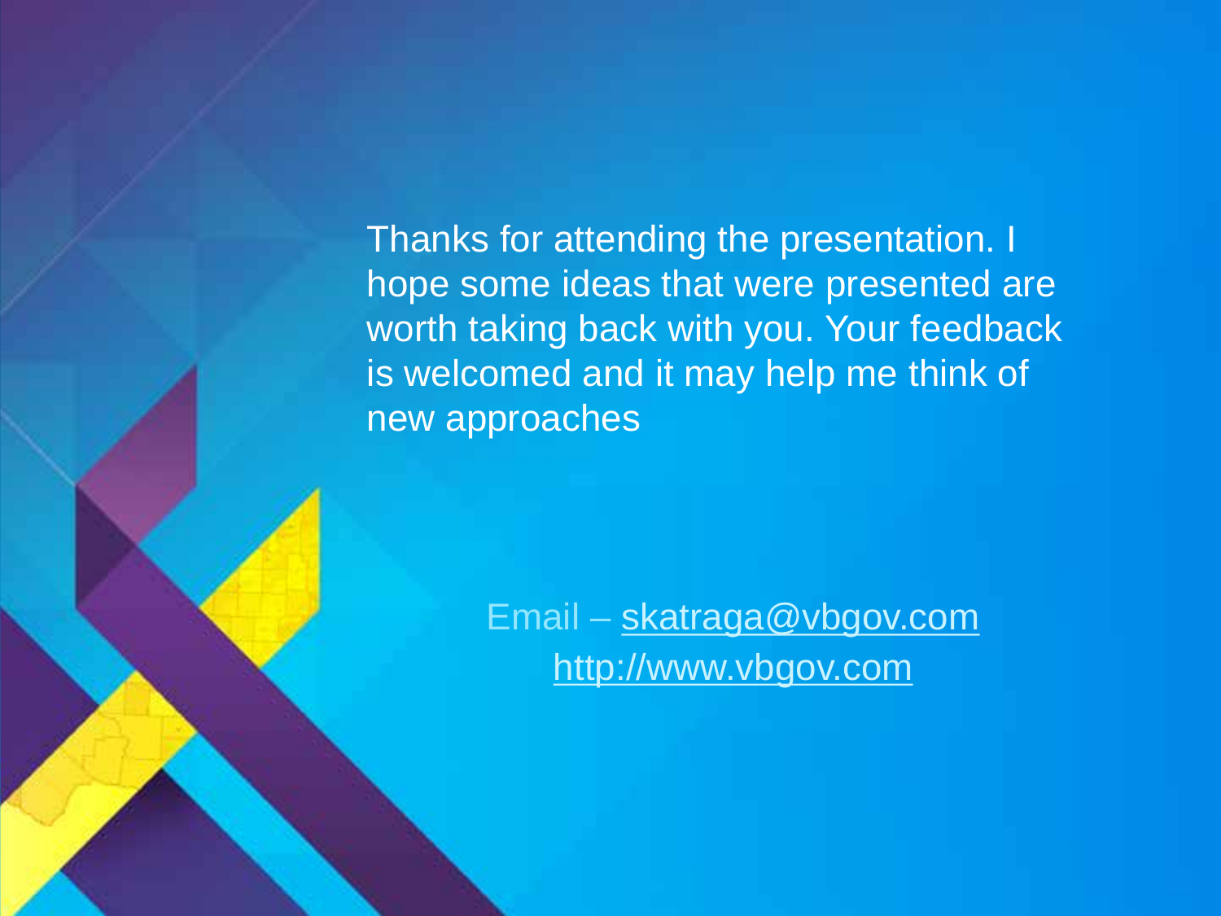Thanks for attending the presentation. I hope some ideas that were presented are worth taking back with you. Your feedback is welcomed and it may help me think of new approaches

Email – skatraga@vbgov.com
http://www.vbgov.com